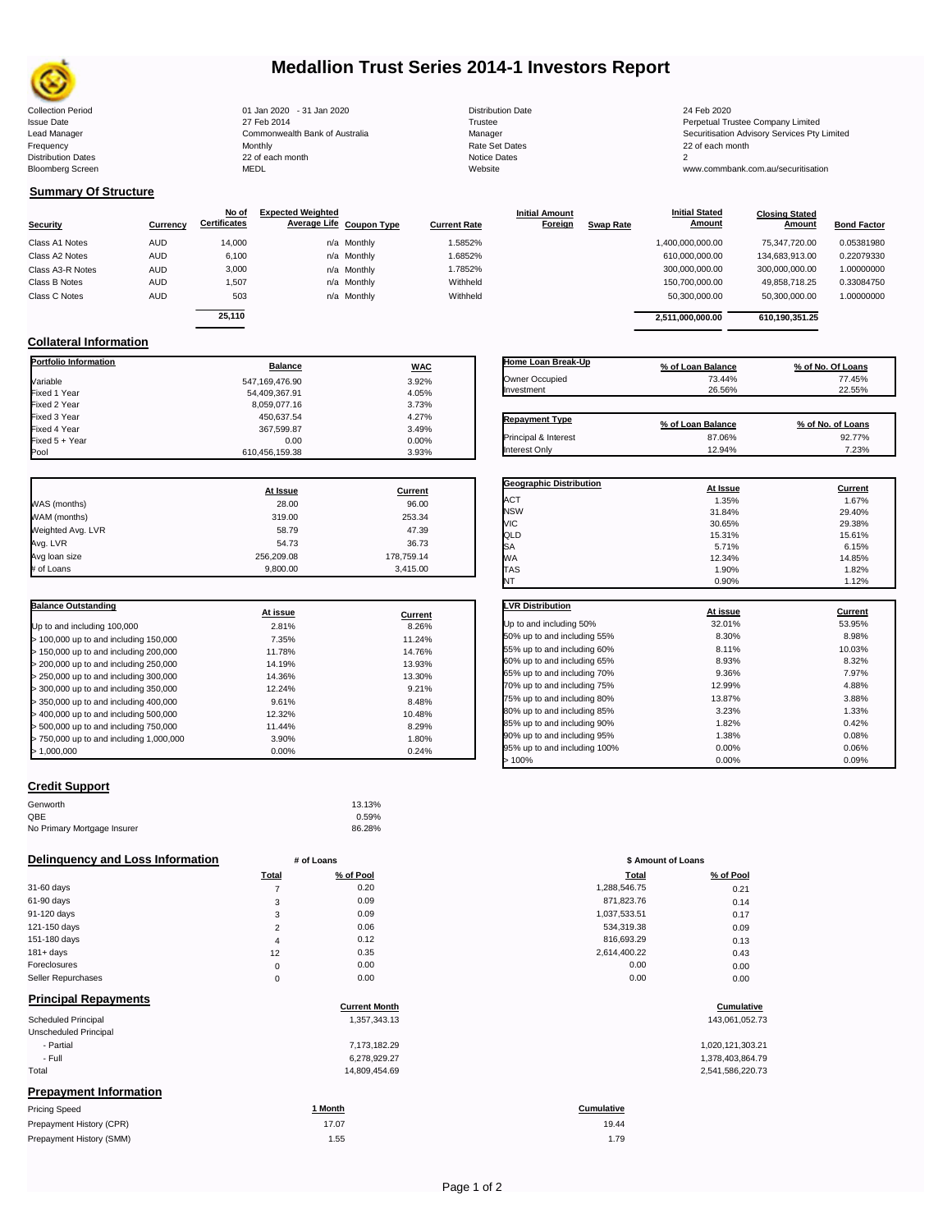# Medallion Trust Series 2014-1 Investors Report

| | | | |
|---|---|---|---|
| Collection Period | 01 Jan 2020 - 31 Jan 2020 | Distribution Date | 24 Feb 2020 |
| Issue Date | 27 Feb 2014 | Trustee | Perpetual Trustee Company Limited |
| Lead Manager | Commonwealth Bank of Australia | Manager | Securitisation Advisory Services Pty Limited |
| Frequency | Monthly | Rate Set Dates | 22 of each month |
| Distribution Dates | 22 of each month | Notice Dates | 2 |
| Bloomberg Screen | MEDL | Website | www.commbank.com.au/securitisation |

## Summary Of Structure

| Security | Currency | No of Certificates | Expected Weighted Average Life | Coupon Type | Current Rate | Initial Amount Foreign | Swap Rate | Initial Stated Amount | Closing Stated Amount | Bond Factor |
|---|---|---|---|---|---|---|---|---|---|---|
| Class A1 Notes | AUD | 14,000 | n/a | Monthly | 1.5852% | | | 1,400,000,000.00 | 75,347,720.00 | 0.05381980 |
| Class A2 Notes | AUD | 6,100 | n/a | Monthly | 1.6852% | | | 610,000,000.00 | 134,683,913.00 | 0.22079330 |
| Class A3-R Notes | AUD | 3,000 | n/a | Monthly | 1.7852% | | | 300,000,000.00 | 300,000,000.00 | 1.00000000 |
| Class B Notes | AUD | 1,507 | n/a | Monthly | Withheld | | | 150,700,000.00 | 49,858,718.25 | 0.33084750 |
| Class C Notes | AUD | 503 | n/a | Monthly | Withheld | | | 50,300,000.00 | 50,300,000.00 | 1.00000000 |
| | | 25,110 | | | | | | 2,511,000,000.00 | 610,190,351.25 | |

## Collateral Information

| Portfolio Information | Balance | WAC |
|---|---|---|
| Variable | 547,169,476.90 | 3.92% |
| Fixed 1 Year | 54,409,367.91 | 4.05% |
| Fixed 2 Year | 8,059,077.16 | 3.73% |
| Fixed 3 Year | 450,637.54 | 4.27% |
| Fixed 4 Year | 367,599.87 | 3.49% |
| Fixed 5 + Year | 0.00 | 0.00% |
| Pool | 610,456,159.38 | 3.93% |

| Home Loan Break-Up | % of Loan Balance | % of No. Of Loans |
|---|---|---|
| Owner Occupied | 73.44% | 77.45% |
| Investment | 26.56% | 22.55% |

| Repayment Type | % of Loan Balance | % of No. of Loans |
|---|---|---|
| Principal & Interest | 87.06% | 92.77% |
| Interest Only | 12.94% | 7.23% |

| | At Issue | Current |
|---|---|---|
| WAS (months) | 28.00 | 96.00 |
| WAM (months) | 319.00 | 253.34 |
| Weighted Avg. LVR | 58.79 | 47.39 |
| Avg. LVR | 54.73 | 36.73 |
| Avg loan size | 256,209.08 | 178,759.14 |
| # of Loans | 9,800.00 | 3,415.00 |

| Geographic Distribution | At Issue | Current |
|---|---|---|
| ACT | 1.35% | 1.67% |
| NSW | 31.84% | 29.40% |
| VIC | 30.65% | 29.38% |
| QLD | 15.31% | 15.61% |
| SA | 5.71% | 6.15% |
| WA | 12.34% | 14.85% |
| TAS | 1.90% | 1.82% |
| NT | 0.90% | 1.12% |

| Balance Outstanding | At issue | Current |
|---|---|---|
| Up to and including 100,000 | 2.81% | 8.26% |
| > 100,000 up to and including 150,000 | 7.35% | 11.24% |
| > 150,000 up to and including 200,000 | 11.78% | 14.76% |
| > 200,000 up to and including 250,000 | 14.19% | 13.93% |
| > 250,000 up to and including 300,000 | 14.36% | 13.30% |
| > 300,000 up to and including 350,000 | 12.24% | 9.21% |
| > 350,000 up to and including 400,000 | 9.61% | 8.48% |
| > 400,000 up to and including 500,000 | 12.32% | 10.48% |
| > 500,000 up to and including 750,000 | 11.44% | 8.29% |
| > 750,000 up to and including 1,000,000 | 3.90% | 1.80% |
| > 1,000,000 | 0.00% | 0.24% |

| LVR Distribution | At issue | Current |
|---|---|---|
| Up to and including 50% | 32.01% | 53.95% |
| 50% up to and including 55% | 8.30% | 8.98% |
| 55% up to and including 60% | 8.11% | 10.03% |
| 60% up to and including 65% | 8.93% | 8.32% |
| 65% up to and including 70% | 9.36% | 7.97% |
| 70% up to and including 75% | 12.99% | 4.88% |
| 75% up to and including 80% | 13.87% | 3.88% |
| 80% up to and including 85% | 3.23% | 1.33% |
| 85% up to and including 90% | 1.82% | 0.42% |
| 90% up to and including 95% | 1.38% | 0.08% |
| 95% up to and including 100% | 0.00% | 0.06% |
| > 100% | 0.00% | 0.09% |

## Credit Support

| | |
|---|---|
| Genworth | 13.13% |
| QBE | 0.59% |
| No Primary Mortgage Insurer | 86.28% |

## Delinquency and Loss Information

| | # of Loans Total | # of Loans % of Pool | \$ Amount of Loans Total | \$ Amount of Loans % of Pool |
|---|---|---|---|---|
| 31-60 days | 7 | 0.20 | 1,288,546.75 | 0.21 |
| 61-90 days | 3 | 0.09 | 871,823.76 | 0.14 |
| 91-120 days | 3 | 0.09 | 1,037,533.51 | 0.17 |
| 121-150 days | 2 | 0.06 | 534,319.38 | 0.09 |
| 151-180 days | 4 | 0.12 | 816,693.29 | 0.13 |
| 181+ days | 12 | 0.35 | 2,614,400.22 | 0.43 |
| Foreclosures | 0 | 0.00 | 0.00 | 0.00 |
| Seller Repurchases | 0 | 0.00 | 0.00 | 0.00 |

## Principal Repayments

| | Current Month | Cumulative |
|---|---|---|
| Scheduled Principal | 1,357,343.13 | 143,061,052.73 |
| Unscheduled Principal | | |
| - Partial | 7,173,182.29 | 1,020,121,303.21 |
| - Full | 6,278,929.27 | 1,378,403,864.79 |
| Total | 14,809,454.69 | 2,541,586,220.73 |

## Prepayment Information

| Pricing Speed | 1 Month | Cumulative |
|---|---|---|
| Prepayment History (CPR) | 17.07 | 19.44 |
| Prepayment History (SMM) | 1.55 | 1.79 |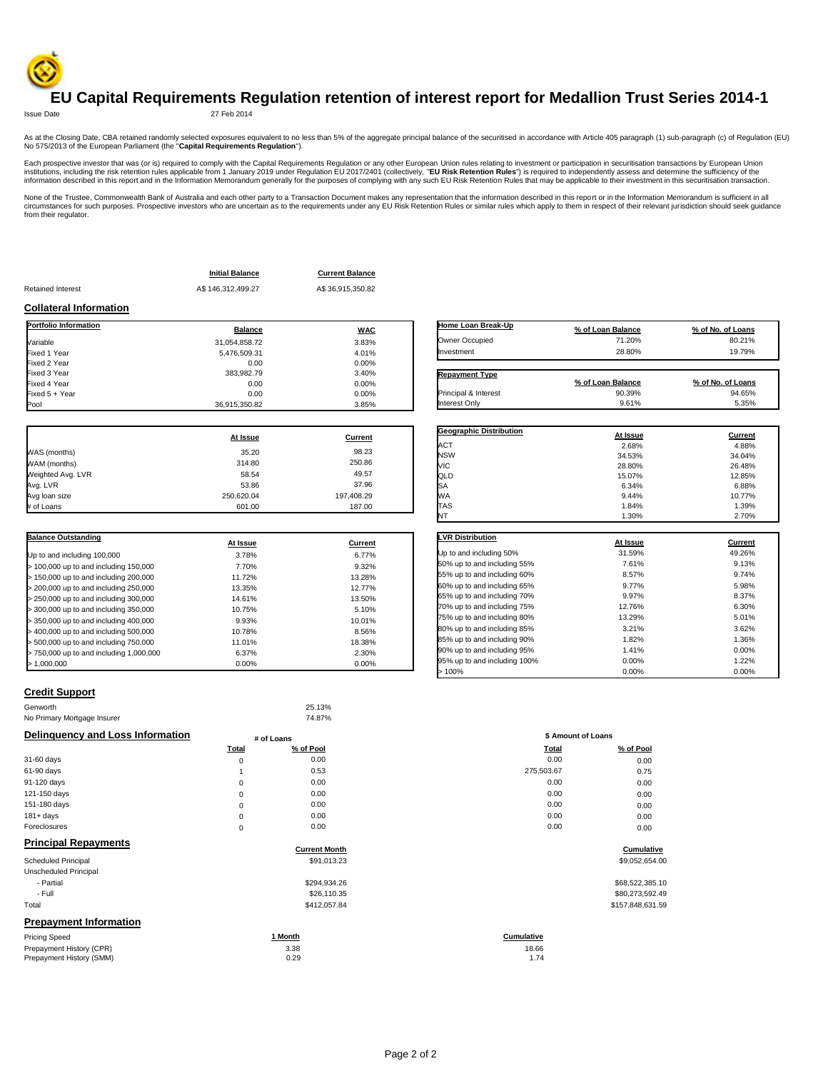# EU Capital Requirements Regulation retention of interest report for Medallion Trust Series 2014-1

Issue Date 27 Feb 2014

As at the Closing Date, CBA retained randomly selected exposures equivalent to no less than 5% of the aggregate principal balance of the securitised in accordance with Article 405 paragraph (1) sub-paragraph (c) of Regulation (EU) No 575/2013 of the European Parliament (the "**Capital Requirements Regulation**").

Each prospective investor that was (or is) required to comply with the Capital Requirements Regulation or any other European Union rules relating to investment or participation in securitisation transactions by European Union institutions, including the risk retention rules applicable from 1 January 2019 under Regulation EU 2017/2401 (collectively, "**EU Risk Retention Rules**") is required to independently assess and determine the sufficiency of the information described in this report and in the Information Memorandum generally for the purposes of complying with any such EU Risk Retention Rules that may be applicable to their investment in this securitisation transaction.

None of the Trustee, Commonwealth Bank of Australia and each other party to a Transaction Document makes any representation that the information described in this report or in the Information Memorandum is sufficient in all circumstances for such purposes. Prospective investors who are uncertain as to the requirements under any EU Risk Retention Rules or similar rules which apply to them in respect of their relevant jurisdiction should seek guidance from their regulator.

| | Initial Balance | Current Balance |
|---|---|---|
| Retained Interest | A$ 146,312,499.27 | A$ 36,915,350.82 |

## Collateral Information

| Portfolio Information | Balance | WAC |
|---|---|---|
| Variable | 31,054,858.72 | 3.83% |
| Fixed 1 Year | 5,476,509.31 | 4.01% |
| Fixed 2 Year | 0.00 | 0.00% |
| Fixed 3 Year | 383,982.79 | 3.40% |
| Fixed 4 Year | 0.00 | 0.00% |
| Fixed 5 + Year | 0.00 | 0.00% |
| Pool | 36,915,350.82 | 3.85% |

| Home Loan Break-Up | % of Loan Balance | % of No. of Loans |
|---|---|---|
| Owner Occupied | 71.20% | 80.21% |
| Investment | 28.80% | 19.79% |

| Repayment Type | % of Loan Balance | % of No. of Loans |
|---|---|---|
| Principal & Interest | 90.39% | 94.65% |
| Interest Only | 9.61% | 5.35% |

| | At Issue | Current |
|---|---|---|
| WAS (months) | 35.20 | 98.23 |
| WAM (months) | 314.80 | 250.86 |
| Weighted Avg. LVR | 58.54 | 49.57 |
| Avg. LVR | 53.86 | 37.96 |
| Avg loan size | 250,620.04 | 197,408.29 |
| # of Loans | 601.00 | 187.00 |

| Geographic Distribution | At Issue | Current |
|---|---|---|
| ACT | 2.68% | 4.88% |
| NSW | 34.53% | 34.04% |
| VIC | 28.80% | 26.48% |
| QLD | 15.07% | 12.85% |
| SA | 6.34% | 6.88% |
| WA | 9.44% | 10.77% |
| TAS | 1.84% | 1.39% |
| NT | 1.30% | 2.70% |

| Balance Outstanding | At Issue | Current |
|---|---|---|
| Up to and including 100,000 | 3.78% | 6.77% |
| > 100,000 up to and including 150,000 | 7.70% | 9.32% |
| > 150,000 up to and including 200,000 | 11.72% | 13.28% |
| > 200,000 up to and including 250,000 | 13.35% | 12.77% |
| > 250,000 up to and including 300,000 | 14.61% | 13.50% |
| > 300,000 up to and including 350,000 | 10.75% | 5.10% |
| > 350,000 up to and including 400,000 | 9.93% | 10.01% |
| > 400,000 up to and including 500,000 | 10.78% | 8.56% |
| > 500,000 up to and including 750,000 | 11.01% | 18.38% |
| > 750,000 up to and including 1,000,000 | 6.37% | 2.30% |
| > 1,000,000 | 0.00% | 0.00% |

| LVR Distribution | At Issue | Current |
|---|---|---|
| Up to and including 50% | 31.59% | 49.26% |
| 50% up to and including 55% | 7.61% | 9.13% |
| 55% up to and including 60% | 8.57% | 9.74% |
| 60% up to and including 65% | 9.77% | 5.98% |
| 65% up to and including 70% | 9.97% | 8.37% |
| 70% up to and including 75% | 12.76% | 6.30% |
| 75% up to and including 80% | 13.29% | 5.01% |
| 80% up to and including 85% | 3.21% | 3.62% |
| 85% up to and including 90% | 1.82% | 1.36% |
| 90% up to and including 95% | 1.41% | 0.00% |
| 95% up to and including 100% | 0.00% | 1.22% |
| > 100% | 0.00% | 0.00% |

## Credit Support

| | |
|---|---|
| Genworth | 25.13% |
| No Primary Mortgage Insurer | 74.87% |

## Delinquency and Loss Information

| | # of Loans | | $ Amount of Loans | |
|---|---|---|---|---|
| | Total | % of Pool | Total | % of Pool |
| 31-60 days | 0 | 0.00 | 0.00 | 0.00 |
| 61-90 days | 1 | 0.53 | 275,503.67 | 0.75 |
| 91-120 days | 0 | 0.00 | 0.00 | 0.00 |
| 121-150 days | 0 | 0.00 | 0.00 | 0.00 |
| 151-180 days | 0 | 0.00 | 0.00 | 0.00 |
| 181+ days | 0 | 0.00 | 0.00 | 0.00 |
| Foreclosures | 0 | 0.00 | 0.00 | 0.00 |

## Principal Repayments

| | Current Month | Cumulative |
|---|---|---|
| Scheduled Principal | $91,013.23 | $9,052,654.00 |
| Unscheduled Principal | | |
| - Partial | $294,934.26 | $68,522,385.10 |
| - Full | $26,110.35 | $80,273,592.49 |
| Total | $412,057.84 | $157,848,631.59 |

## Prepayment Information

| Pricing Speed | 1 Month | Cumulative |
|---|---|---|
| Prepayment History (CPR) | 3.38 | 18.66 |
| Prepayment History (SMM) | 0.29 | 1.74 |